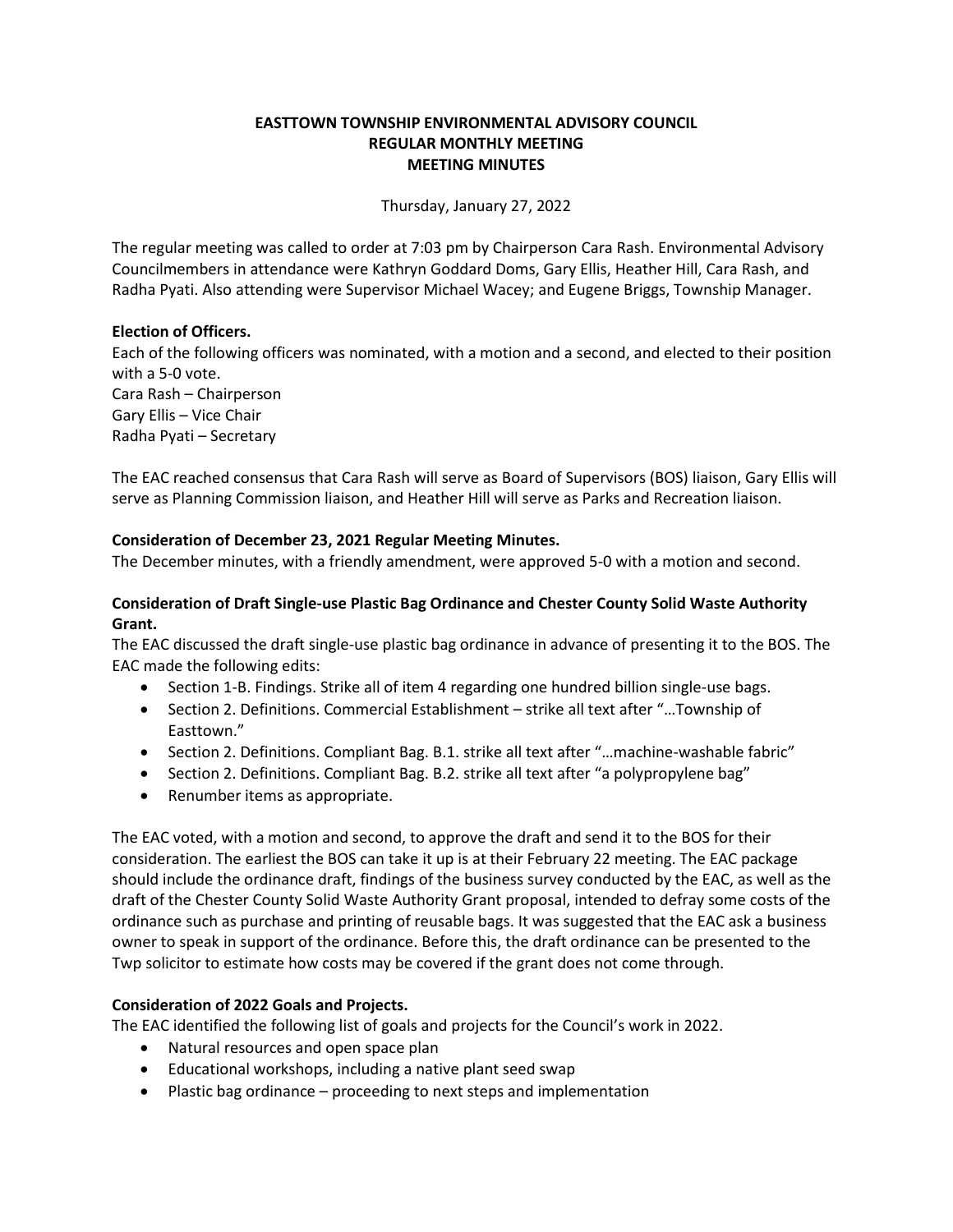# EASTTOWN TOWNSHIP ENVIRONMENTAL ADVISORY COUNCIL
## REGULAR MONTHLY MEETING
## MEETING MINUTES

Thursday, January 27, 2022

The regular meeting was called to order at 7:03 pm by Chairperson Cara Rash. Environmental Advisory Councilmembers in attendance were Kathryn Goddard Doms, Gary Ellis, Heather Hill, Cara Rash, and Radha Pyati. Also attending were Supervisor Michael Wacey; and Eugene Briggs, Township Manager.

**Election of Officers.**

Each of the following officers was nominated, with a motion and a second, and elected to their position with a 5-0 vote.
Cara Rash – Chairperson
Gary Ellis – Vice Chair
Radha Pyati – Secretary

The EAC reached consensus that Cara Rash will serve as Board of Supervisors (BOS) liaison, Gary Ellis will serve as Planning Commission liaison, and Heather Hill will serve as Parks and Recreation liaison.

**Consideration of December 23, 2021 Regular Meeting Minutes.**

The December minutes, with a friendly amendment, were approved 5-0 with a motion and second.

**Consideration of Draft Single-use Plastic Bag Ordinance and Chester County Solid Waste Authority Grant.**

The EAC discussed the draft single-use plastic bag ordinance in advance of presenting it to the BOS. The EAC made the following edits:

- Section 1-B. Findings. Strike all of item 4 regarding one hundred billion single-use bags.
- Section 2. Definitions. Commercial Establishment – strike all text after "…Township of Easttown."
- Section 2. Definitions. Compliant Bag. B.1. strike all text after "…machine-washable fabric"
- Section 2. Definitions. Compliant Bag. B.2. strike all text after "a polypropylene bag"
- Renumber items as appropriate.

The EAC voted, with a motion and second, to approve the draft and send it to the BOS for their consideration. The earliest the BOS can take it up is at their February 22 meeting. The EAC package should include the ordinance draft, findings of the business survey conducted by the EAC, as well as the draft of the Chester County Solid Waste Authority Grant proposal, intended to defray some costs of the ordinance such as purchase and printing of reusable bags. It was suggested that the EAC ask a business owner to speak in support of the ordinance. Before this, the draft ordinance can be presented to the Twp solicitor to estimate how costs may be covered if the grant does not come through.

**Consideration of 2022 Goals and Projects.**

The EAC identified the following list of goals and projects for the Council's work in 2022.

- Natural resources and open space plan
- Educational workshops, including a native plant seed swap
- Plastic bag ordinance – proceeding to next steps and implementation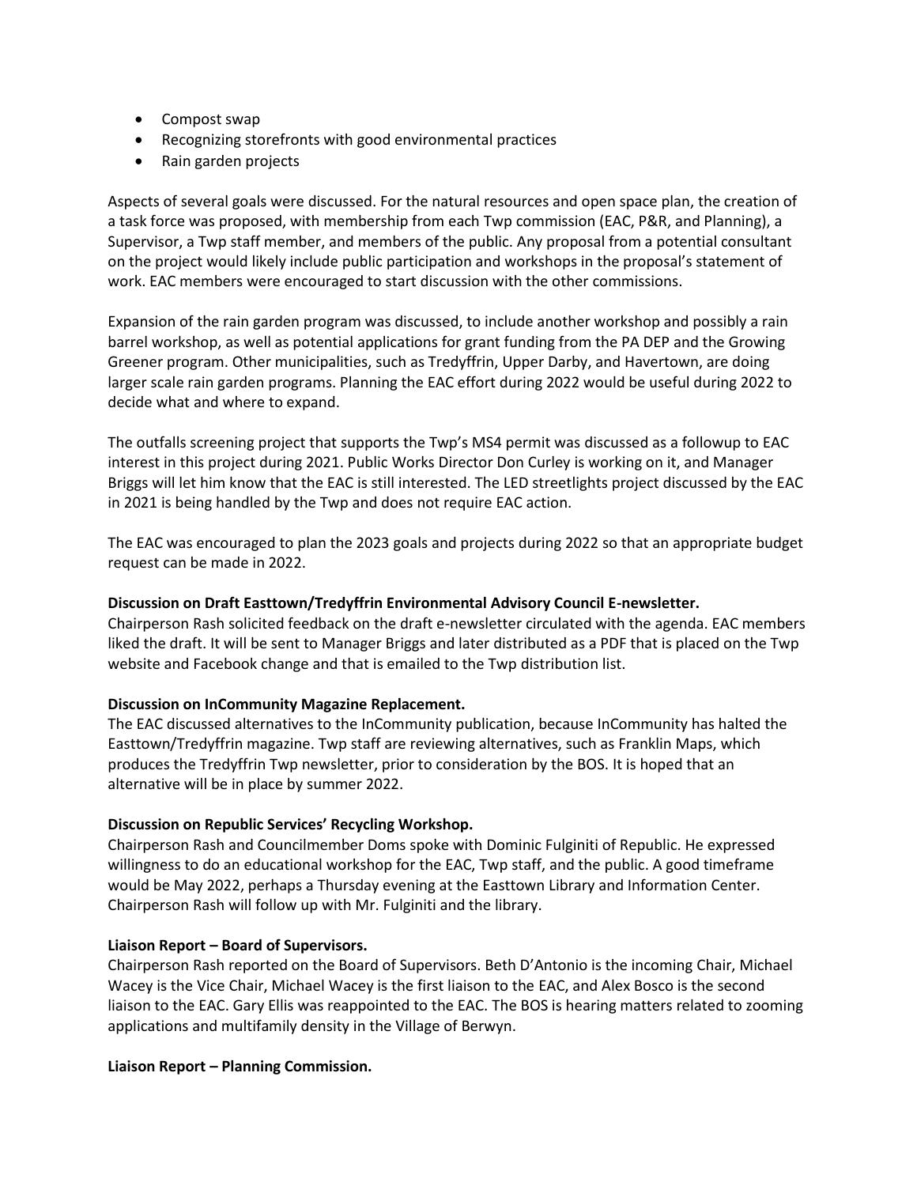- Compost swap
- Recognizing storefronts with good environmental practices
- Rain garden projects

Aspects of several goals were discussed. For the natural resources and open space plan, the creation of a task force was proposed, with membership from each Twp commission (EAC, P&R, and Planning), a Supervisor, a Twp staff member, and members of the public. Any proposal from a potential consultant on the project would likely include public participation and workshops in the proposal's statement of work. EAC members were encouraged to start discussion with the other commissions.

Expansion of the rain garden program was discussed, to include another workshop and possibly a rain barrel workshop, as well as potential applications for grant funding from the PA DEP and the Growing Greener program. Other municipalities, such as Tredyffrin, Upper Darby, and Havertown, are doing larger scale rain garden programs. Planning the EAC effort during 2022 would be useful during 2022 to decide what and where to expand.

The outfalls screening project that supports the Twp's MS4 permit was discussed as a followup to EAC interest in this project during 2021. Public Works Director Don Curley is working on it, and Manager Briggs will let him know that the EAC is still interested. The LED streetlights project discussed by the EAC in 2021 is being handled by the Twp and does not require EAC action.

The EAC was encouraged to plan the 2023 goals and projects during 2022 so that an appropriate budget request can be made in 2022.

**Discussion on Draft Easttown/Tredyffrin Environmental Advisory Council E-newsletter.**
Chairperson Rash solicited feedback on the draft e-newsletter circulated with the agenda. EAC members liked the draft. It will be sent to Manager Briggs and later distributed as a PDF that is placed on the Twp website and Facebook change and that is emailed to the Twp distribution list.

**Discussion on InCommunity Magazine Replacement.**
The EAC discussed alternatives to the InCommunity publication, because InCommunity has halted the Easttown/Tredyffrin magazine. Twp staff are reviewing alternatives, such as Franklin Maps, which produces the Tredyffrin Twp newsletter, prior to consideration by the BOS. It is hoped that an alternative will be in place by summer 2022.

**Discussion on Republic Services' Recycling Workshop.**
Chairperson Rash and Councilmember Doms spoke with Dominic Fulginiti of Republic. He expressed willingness to do an educational workshop for the EAC, Twp staff, and the public. A good timeframe would be May 2022, perhaps a Thursday evening at the Easttown Library and Information Center. Chairperson Rash will follow up with Mr. Fulginiti and the library.

**Liaison Report – Board of Supervisors.**
Chairperson Rash reported on the Board of Supervisors. Beth D'Antonio is the incoming Chair, Michael Wacey is the Vice Chair, Michael Wacey is the first liaison to the EAC, and Alex Bosco is the second liaison to the EAC. Gary Ellis was reappointed to the EAC. The BOS is hearing matters related to zooming applications and multifamily density in the Village of Berwyn.

**Liaison Report – Planning Commission.**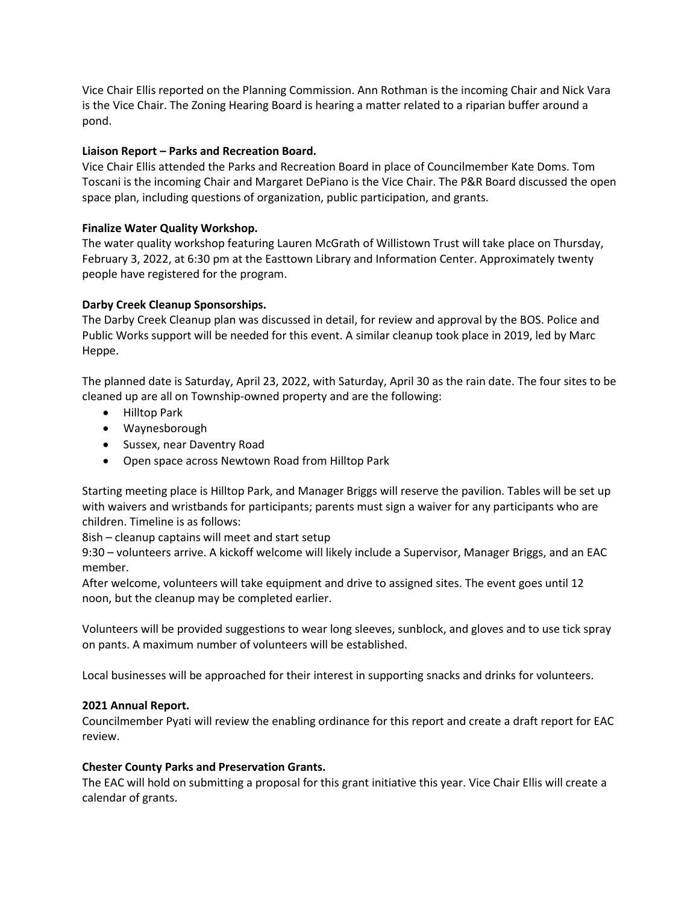Vice Chair Ellis reported on the Planning Commission. Ann Rothman is the incoming Chair and Nick Vara is the Vice Chair. The Zoning Hearing Board is hearing a matter related to a riparian buffer around a pond.

**Liaison Report – Parks and Recreation Board.**

Vice Chair Ellis attended the Parks and Recreation Board in place of Councilmember Kate Doms. Tom Toscani is the incoming Chair and Margaret DePiano is the Vice Chair. The P&R Board discussed the open space plan, including questions of organization, public participation, and grants.

**Finalize Water Quality Workshop.**

The water quality workshop featuring Lauren McGrath of Willistown Trust will take place on Thursday, February 3, 2022, at 6:30 pm at the Easttown Library and Information Center. Approximately twenty people have registered for the program.

**Darby Creek Cleanup Sponsorships.**

The Darby Creek Cleanup plan was discussed in detail, for review and approval by the BOS. Police and Public Works support will be needed for this event. A similar cleanup took place in 2019, led by Marc Heppe.

The planned date is Saturday, April 23, 2022, with Saturday, April 30 as the rain date. The four sites to be cleaned up are all on Township-owned property and are the following:

- Hilltop Park
- Waynesborough
- Sussex, near Daventry Road
- Open space across Newtown Road from Hilltop Park

Starting meeting place is Hilltop Park, and Manager Briggs will reserve the pavilion. Tables will be set up with waivers and wristbands for participants; parents must sign a waiver for any participants who are children. Timeline is as follows:

8ish – cleanup captains will meet and start setup

9:30 – volunteers arrive. A kickoff welcome will likely include a Supervisor, Manager Briggs, and an EAC member.

After welcome, volunteers will take equipment and drive to assigned sites. The event goes until 12 noon, but the cleanup may be completed earlier.

Volunteers will be provided suggestions to wear long sleeves, sunblock, and gloves and to use tick spray on pants. A maximum number of volunteers will be established.

Local businesses will be approached for their interest in supporting snacks and drinks for volunteers.

**2021 Annual Report.**

Councilmember Pyati will review the enabling ordinance for this report and create a draft report for EAC review.

**Chester County Parks and Preservation Grants.**

The EAC will hold on submitting a proposal for this grant initiative this year. Vice Chair Ellis will create a calendar of grants.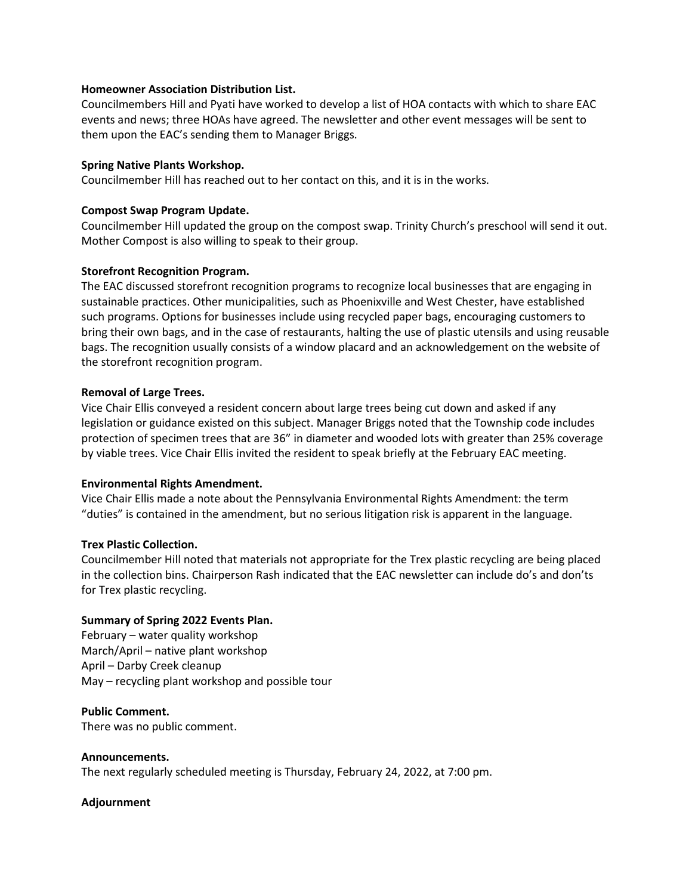**Homeowner Association Distribution List.**
Councilmembers Hill and Pyati have worked to develop a list of HOA contacts with which to share EAC events and news; three HOAs have agreed. The newsletter and other event messages will be sent to them upon the EAC's sending them to Manager Briggs.

**Spring Native Plants Workshop.**
Councilmember Hill has reached out to her contact on this, and it is in the works.

**Compost Swap Program Update.**
Councilmember Hill updated the group on the compost swap. Trinity Church's preschool will send it out. Mother Compost is also willing to speak to their group.

**Storefront Recognition Program.**
The EAC discussed storefront recognition programs to recognize local businesses that are engaging in sustainable practices. Other municipalities, such as Phoenixville and West Chester, have established such programs. Options for businesses include using recycled paper bags, encouraging customers to bring their own bags, and in the case of restaurants, halting the use of plastic utensils and using reusable bags. The recognition usually consists of a window placard and an acknowledgement on the website of the storefront recognition program.

**Removal of Large Trees.**
Vice Chair Ellis conveyed a resident concern about large trees being cut down and asked if any legislation or guidance existed on this subject. Manager Briggs noted that the Township code includes protection of specimen trees that are 36" in diameter and wooded lots with greater than 25% coverage by viable trees. Vice Chair Ellis invited the resident to speak briefly at the February EAC meeting.

**Environmental Rights Amendment.**
Vice Chair Ellis made a note about the Pennsylvania Environmental Rights Amendment: the term "duties" is contained in the amendment, but no serious litigation risk is apparent in the language.

**Trex Plastic Collection.**
Councilmember Hill noted that materials not appropriate for the Trex plastic recycling are being placed in the collection bins. Chairperson Rash indicated that the EAC newsletter can include do's and don'ts for Trex plastic recycling.

**Summary of Spring 2022 Events Plan.**
February – water quality workshop
March/April – native plant workshop
April – Darby Creek cleanup
May – recycling plant workshop and possible tour

**Public Comment.**
There was no public comment.

**Announcements.**
The next regularly scheduled meeting is Thursday, February 24, 2022, at 7:00 pm.

**Adjournment**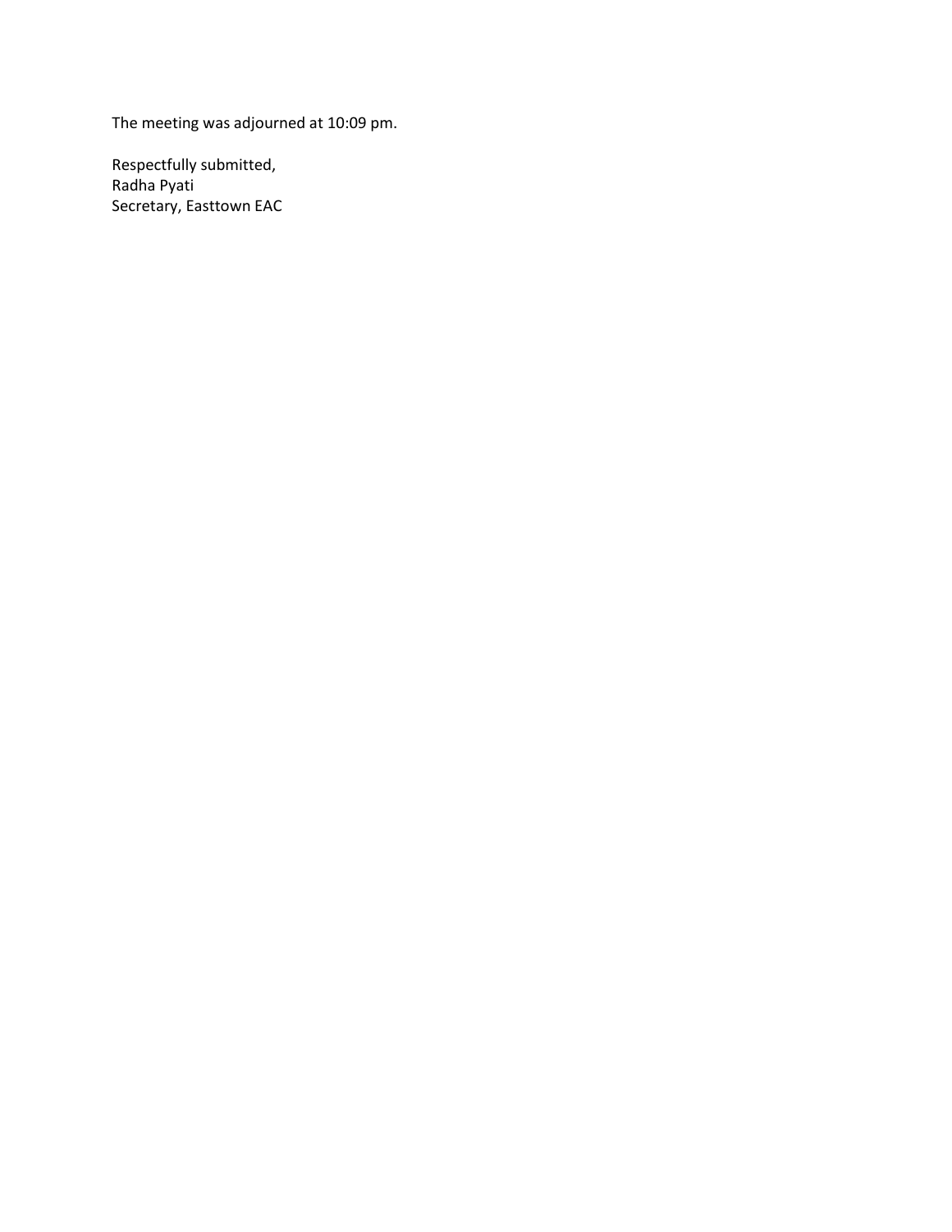The meeting was adjourned at 10:09 pm.

Respectfully submitted,
Radha Pyati
Secretary, Easttown EAC